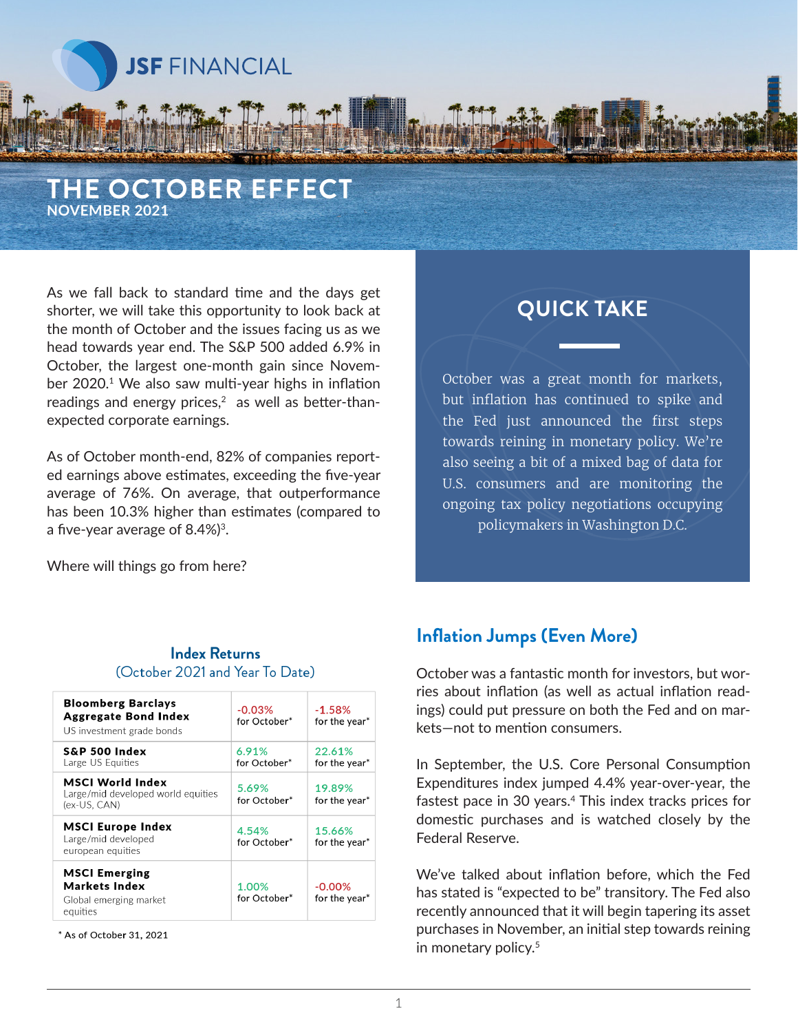JSF FINANCIAL

# THE OCTOBER EFFECT

**NOVEMBER 2021**

As we fall back to standard time and the days get shorter, we will take this opportunity to look back at the month of October and the issues facing us as we head towards year end. The S&P 500 added 6.9% in October, the largest one-month gain since November 2020.[1] We also saw multi-year highs in inflation readings and energy prices,[2] as well as better-than-expected corporate earnings.

As of October month-end, 82% of companies reported earnings above estimates, exceeding the five-year average of 76%. On average, that outperformance has been 10.3% higher than estimates (compared to a five-year average of 8.4%)[3].

Where will things go from here?

## QUICK TAKE

October was a great month for markets, but inflation has continued to spike and the Fed just announced the first steps towards reining in monetary policy. We're also seeing a bit of a mixed bag of data for U.S. consumers and are monitoring the ongoing tax policy negotiations occupying policymakers in Washington D.C.

### Index Returns

(October 2021 and Year To Date)

| Index | October | Year |
| --- | --- | --- |
| **Bloomberg Barclays Aggregate Bond Index** US investment grade bonds | -0.03% for October* | -1.58% for the year* |
| **S&P 500 Index** Large US Equities | 6.91% for October* | 22.61% for the year* |
| **MSCI World Index** Large/mid developed world equities (ex-US, CAN) | 5.69% for October* | 19.89% for the year* |
| **MSCI Europe Index** Large/mid developed european equities | 4.54% for October* | 15.66% for the year* |
| **MSCI Emerging Markets Index** Global emerging market equities | 1.00% for October* | -0.00% for the year* |

\* As of October 31, 2021

## Inflation Jumps (Even More)

October was a fantastic month for investors, but worries about inflation (as well as actual inflation readings) could put pressure on both the Fed and on markets—not to mention consumers.

In September, the U.S. Core Personal Consumption Expenditures index jumped 4.4% year-over-year, the fastest pace in 30 years.[4] This index tracks prices for domestic purchases and is watched closely by the Federal Reserve.

We've talked about inflation before, which the Fed has stated is "expected to be" transitory. The Fed also recently announced that it will begin tapering its asset purchases in November, an initial step towards reining in monetary policy.[5]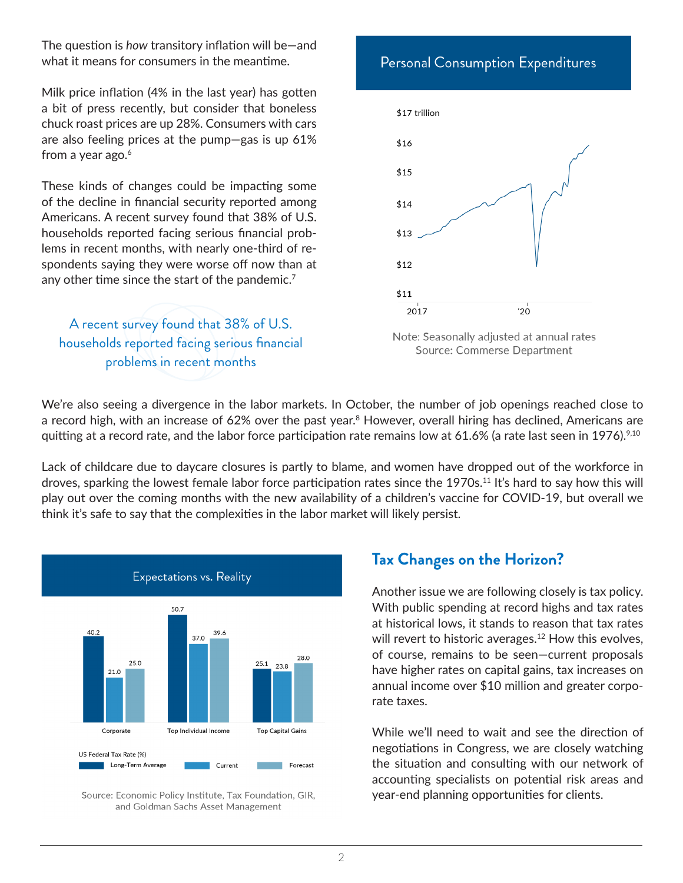The question is *how* transitory inflation will be—and what it means for consumers in the meantime.

Milk price inflation (4% in the last year) has gotten a bit of press recently, but consider that boneless chuck roast prices are up 28%. Consumers with cars are also feeling prices at the pump—gas is up 61% from a year ago.[6]

These kinds of changes could be impacting some of the decline in financial security reported among Americans. A recent survey found that 38% of U.S. households reported facing serious financial problems in recent months, with nearly one-third of respondents saying they were worse off now than at any other time since the start of the pandemic.[7]

> A recent survey found that 38% of U.S. households reported facing serious financial problems in recent months

**Personal Consumption Expenditures**

Note: Seasonally adjusted at annual rates
Source: Commerse Department

We're also seeing a divergence in the labor markets. In October, the number of job openings reached close to a record high, with an increase of 62% over the past year.[8] However, overall hiring has declined, Americans are quitting at a record rate, and the labor force participation rate remains low at 61.6% (a rate last seen in 1976).[9,10]

Lack of childcare due to daycare closures is partly to blame, and women have dropped out of the workforce in droves, sparking the lowest female labor force participation rates since the 1970s.[11] It's hard to say how this will play out over the coming months with the new availability of a children's vaccine for COVID-19, but overall we think it's safe to say that the complexities in the labor market will likely persist.

**Expectations vs. Reality**

US Federal Tax Rate (%)

| | Long-Term Average | Current | Forecast |
|---|---|---|---|
| Corporate | 40.2 | 21.0 | 25.0 |
| Top Individual Income | 50.7 | 37.0 | 39.6 |
| Top Capital Gains | 25.1 | 23.8 | 28.0 |

Source: Economic Policy Institute, Tax Foundation, GIR, and Goldman Sachs Asset Management

## Tax Changes on the Horizon?

Another issue we are following closely is tax policy. With public spending at record highs and tax rates at historical lows, it stands to reason that tax rates will revert to historic averages.[12] How this evolves, of course, remains to be seen—current proposals have higher rates on capital gains, tax increases on annual income over $10 million and greater corporate taxes.

While we'll need to wait and see the direction of negotiations in Congress, we are closely watching the situation and consulting with our network of accounting specialists on potential risk areas and year-end planning opportunities for clients.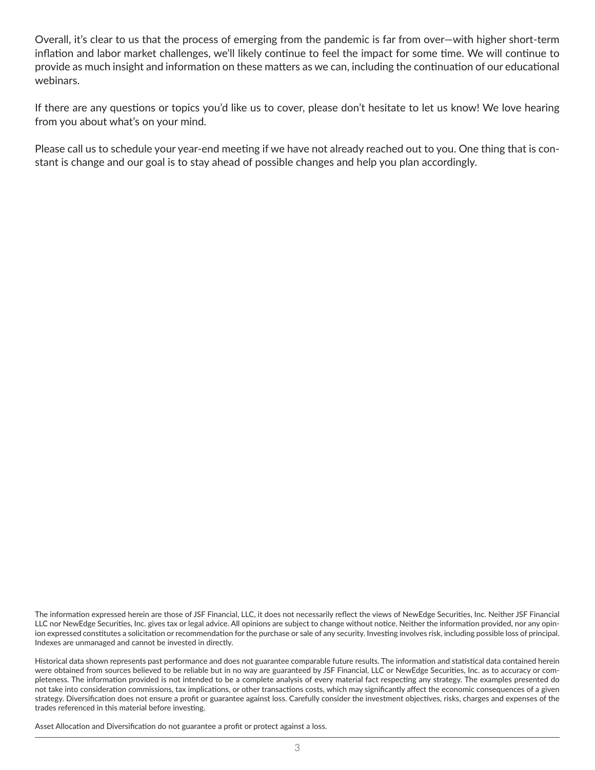Overall, it's clear to us that the process of emerging from the pandemic is far from over—with higher short-term inflation and labor market challenges, we'll likely continue to feel the impact for some time. We will continue to provide as much insight and information on these matters as we can, including the continuation of our educational webinars.

If there are any questions or topics you'd like us to cover, please don't hesitate to let us know! We love hearing from you about what's on your mind.

Please call us to schedule your year-end meeting if we have not already reached out to you. One thing that is constant is change and our goal is to stay ahead of possible changes and help you plan accordingly.

The information expressed herein are those of JSF Financial, LLC, it does not necessarily reflect the views of NewEdge Securities, Inc. Neither JSF Financial LLC nor NewEdge Securities, Inc. gives tax or legal advice. All opinions are subject to change without notice. Neither the information provided, nor any opinion expressed constitutes a solicitation or recommendation for the purchase or sale of any security. Investing involves risk, including possible loss of principal. Indexes are unmanaged and cannot be invested in directly.

Historical data shown represents past performance and does not guarantee comparable future results. The information and statistical data contained herein were obtained from sources believed to be reliable but in no way are guaranteed by JSF Financial, LLC or NewEdge Securities, Inc. as to accuracy or completeness. The information provided is not intended to be a complete analysis of every material fact respecting any strategy. The examples presented do not take into consideration commissions, tax implications, or other transactions costs, which may significantly affect the economic consequences of a given strategy. Diversification does not ensure a profit or guarantee against loss. Carefully consider the investment objectives, risks, charges and expenses of the trades referenced in this material before investing.

Asset Allocation and Diversification do not guarantee a profit or protect against a loss.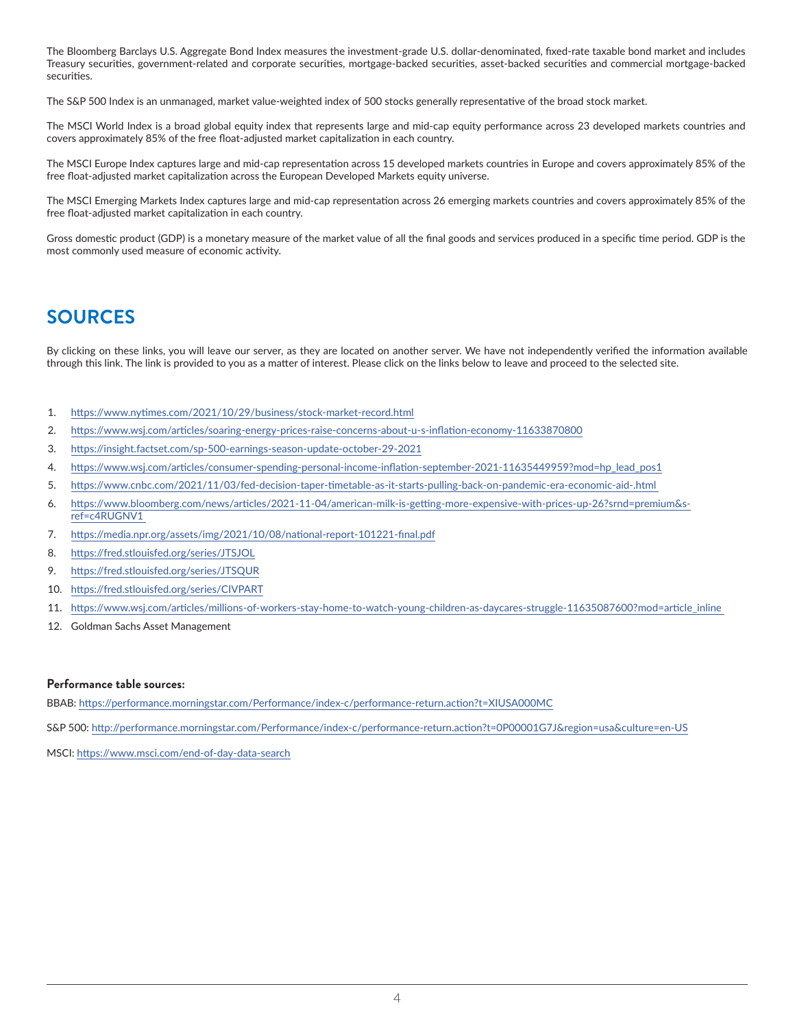The Bloomberg Barclays U.S. Aggregate Bond Index measures the investment-grade U.S. dollar-denominated, fixed-rate taxable bond market and includes Treasury securities, government-related and corporate securities, mortgage-backed securities, asset-backed securities and commercial mortgage-backed securities.

The S&P 500 Index is an unmanaged, market value-weighted index of 500 stocks generally representative of the broad stock market.

The MSCI World Index is a broad global equity index that represents large and mid-cap equity performance across 23 developed markets countries and covers approximately 85% of the free float-adjusted market capitalization in each country.

The MSCI Europe Index captures large and mid-cap representation across 15 developed markets countries in Europe and covers approximately 85% of the free float-adjusted market capitalization across the European Developed Markets equity universe.

The MSCI Emerging Markets Index captures large and mid-cap representation across 26 emerging markets countries and covers approximately 85% of the free float-adjusted market capitalization in each country.

Gross domestic product (GDP) is a monetary measure of the market value of all the final goods and services produced in a specific time period. GDP is the most commonly used measure of economic activity.

## SOURCES

By clicking on these links, you will leave our server, as they are located on another server. We have not independently verified the information available through this link. The link is provided to you as a matter of interest. Please click on the links below to leave and proceed to the selected site.

1. https://www.nytimes.com/2021/10/29/business/stock-market-record.html
2. https://www.wsj.com/articles/soaring-energy-prices-raise-concerns-about-u-s-inflation-economy-11633870800
3. https://insight.factset.com/sp-500-earnings-season-update-october-29-2021
4. https://www.wsj.com/articles/consumer-spending-personal-income-inflation-september-2021-11635449959?mod=hp_lead_pos1
5. https://www.cnbc.com/2021/11/03/fed-decision-taper-timetable-as-it-starts-pulling-back-on-pandemic-era-economic-aid-.html
6. https://www.bloomberg.com/news/articles/2021-11-04/american-milk-is-getting-more-expensive-with-prices-up-26?srnd=premium&s-ref=c4RUGNV1
7. https://media.npr.org/assets/img/2021/10/08/national-report-101221-final.pdf
8. https://fred.stlouisfed.org/series/JTSJOL
9. https://fred.stlouisfed.org/series/JTSQUR
10. https://fred.stlouisfed.org/series/CIVPART
11. https://www.wsj.com/articles/millions-of-workers-stay-home-to-watch-young-children-as-daycares-struggle-11635087600?mod=article_inline
12. Goldman Sachs Asset Management

**Performance table sources:**

BBAB: https://performance.morningstar.com/Performance/index-c/performance-return.action?t=XIUSA000MC

S&P 500: http://performance.morningstar.com/Performance/index-c/performance-return.action?t=0P00001G7J&region=usa&culture=en-US

MSCI: https://www.msci.com/end-of-day-data-search